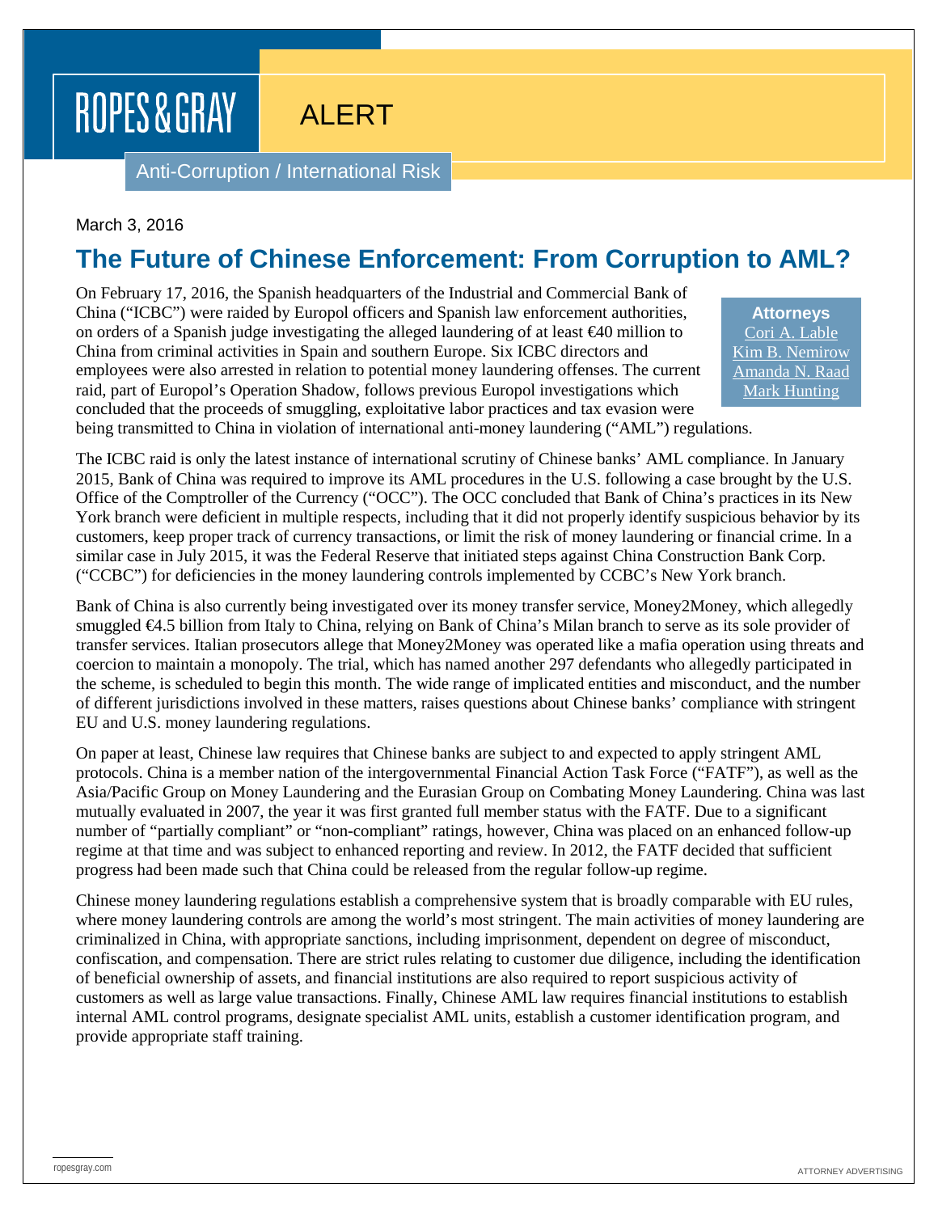ROPES & GRAY

ALERT

Anti-Corruption / International Risk

March 3, 2016

# The Future of Chinese Enforcement: From Corruption to AML?

**Attorneys**
Cori A. Lable
Kim B. Nemirow
Amanda N. Raad
Mark Hunting

On February 17, 2016, the Spanish headquarters of the Industrial and Commercial Bank of China ("ICBC") were raided by Europol officers and Spanish law enforcement authorities, on orders of a Spanish judge investigating the alleged laundering of at least €40 million to China from criminal activities in Spain and southern Europe. Six ICBC directors and employees were also arrested in relation to potential money laundering offenses. The current raid, part of Europol's Operation Shadow, follows previous Europol investigations which concluded that the proceeds of smuggling, exploitative labor practices and tax evasion were being transmitted to China in violation of international anti-money laundering ("AML") regulations.

The ICBC raid is only the latest instance of international scrutiny of Chinese banks' AML compliance. In January 2015, Bank of China was required to improve its AML procedures in the U.S. following a case brought by the U.S. Office of the Comptroller of the Currency ("OCC"). The OCC concluded that Bank of China's practices in its New York branch were deficient in multiple respects, including that it did not properly identify suspicious behavior by its customers, keep proper track of currency transactions, or limit the risk of money laundering or financial crime. In a similar case in July 2015, it was the Federal Reserve that initiated steps against China Construction Bank Corp. ("CCBC") for deficiencies in the money laundering controls implemented by CCBC's New York branch.

Bank of China is also currently being investigated over its money transfer service, Money2Money, which allegedly smuggled €4.5 billion from Italy to China, relying on Bank of China's Milan branch to serve as its sole provider of transfer services. Italian prosecutors allege that Money2Money was operated like a mafia operation using threats and coercion to maintain a monopoly. The trial, which has named another 297 defendants who allegedly participated in the scheme, is scheduled to begin this month. The wide range of implicated entities and misconduct, and the number of different jurisdictions involved in these matters, raises questions about Chinese banks' compliance with stringent EU and U.S. money laundering regulations.

On paper at least, Chinese law requires that Chinese banks are subject to and expected to apply stringent AML protocols. China is a member nation of the intergovernmental Financial Action Task Force ("FATF"), as well as the Asia/Pacific Group on Money Laundering and the Eurasian Group on Combating Money Laundering. China was last mutually evaluated in 2007, the year it was first granted full member status with the FATF. Due to a significant number of "partially compliant" or "non-compliant" ratings, however, China was placed on an enhanced follow-up regime at that time and was subject to enhanced reporting and review. In 2012, the FATF decided that sufficient progress had been made such that China could be released from the regular follow-up regime.

Chinese money laundering regulations establish a comprehensive system that is broadly comparable with EU rules, where money laundering controls are among the world's most stringent. The main activities of money laundering are criminalized in China, with appropriate sanctions, including imprisonment, dependent on degree of misconduct, confiscation, and compensation. There are strict rules relating to customer due diligence, including the identification of beneficial ownership of assets, and financial institutions are also required to report suspicious activity of customers as well as large value transactions. Finally, Chinese AML law requires financial institutions to establish internal AML control programs, designate specialist AML units, establish a customer identification program, and provide appropriate staff training.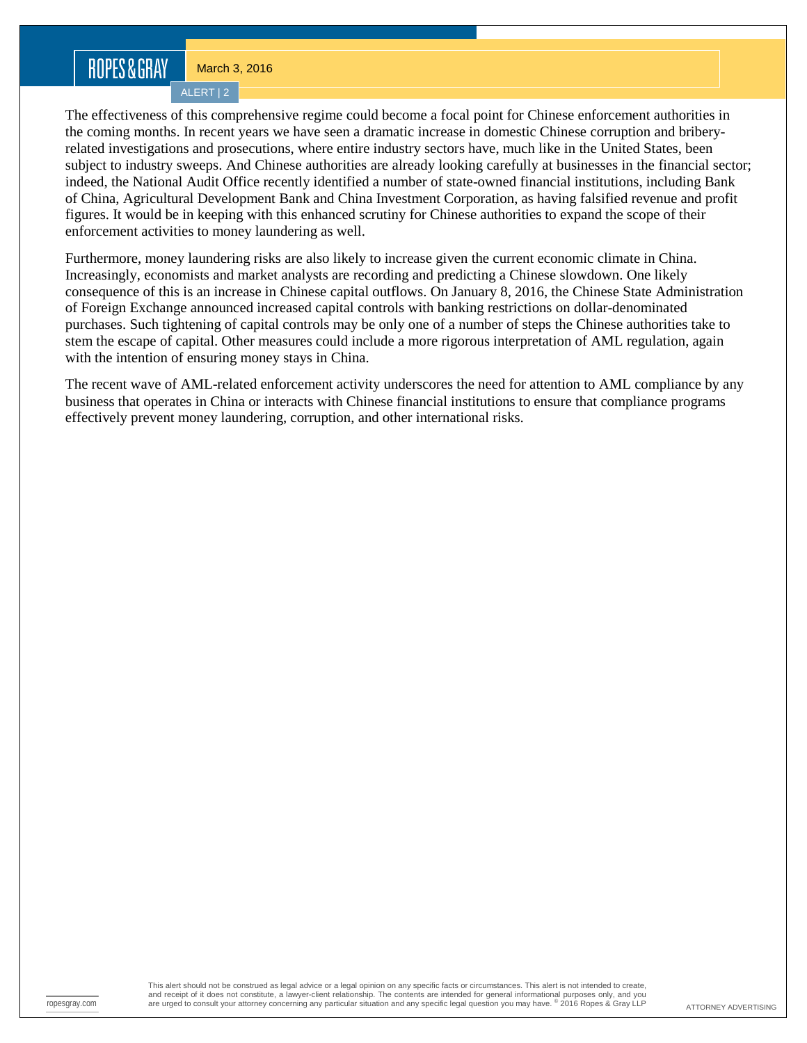The effectiveness of this comprehensive regime could become a focal point for Chinese enforcement authorities in the coming months. In recent years we have seen a dramatic increase in domestic Chinese corruption and bribery-related investigations and prosecutions, where entire industry sectors have, much like in the United States, been subject to industry sweeps. And Chinese authorities are already looking carefully at businesses in the financial sector; indeed, the National Audit Office recently identified a number of state-owned financial institutions, including Bank of China, Agricultural Development Bank and China Investment Corporation, as having falsified revenue and profit figures. It would be in keeping with this enhanced scrutiny for Chinese authorities to expand the scope of their enforcement activities to money laundering as well.

Furthermore, money laundering risks are also likely to increase given the current economic climate in China. Increasingly, economists and market analysts are recording and predicting a Chinese slowdown. One likely consequence of this is an increase in Chinese capital outflows. On January 8, 2016, the Chinese State Administration of Foreign Exchange announced increased capital controls with banking restrictions on dollar-denominated purchases. Such tightening of capital controls may be only one of a number of steps the Chinese authorities take to stem the escape of capital. Other measures could include a more rigorous interpretation of AML regulation, again with the intention of ensuring money stays in China.

The recent wave of AML-related enforcement activity underscores the need for attention to AML compliance by any business that operates in China or interacts with Chinese financial institutions to ensure that compliance programs effectively prevent money laundering, corruption, and other international risks.

This alert should not be construed as legal advice or a legal opinion on any specific facts or circumstances. This alert is not intended to create, and receipt of it does not constitute, a lawyer-client relationship. The contents are intended for general informational purposes only, and you are urged to consult your attorney concerning any particular situation and any specific legal question you may have. © 2016 Ropes & Gray LLP

ATTORNEY ADVERTISING